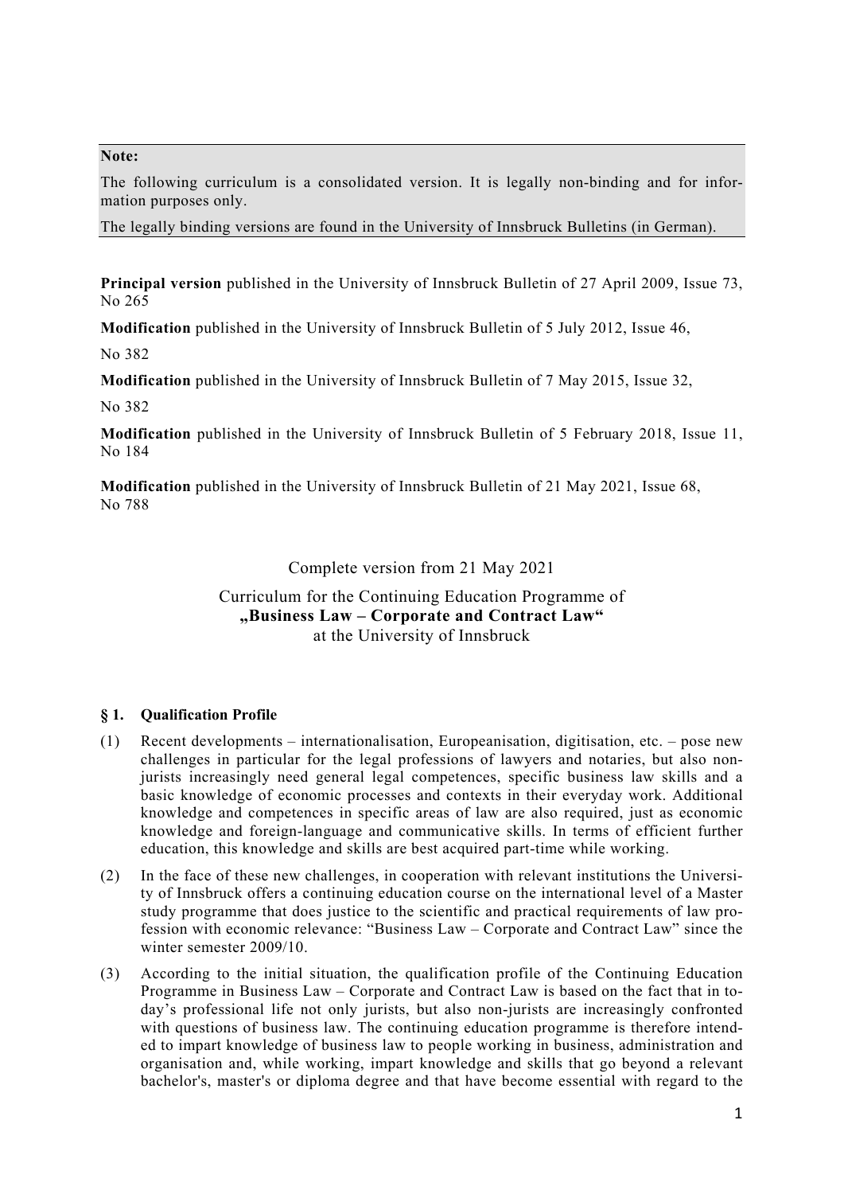**Note:**

The following curriculum is a consolidated version. It is legally non-binding and for information purposes only.

The legally binding versions are found in the University of Innsbruck Bulletins (in German).

**Principal version** published in the University of Innsbruck Bulletin of 27 April 2009, Issue 73, No 265

**Modification** published in the University of Innsbruck Bulletin of 5 July 2012, Issue 46, No 382

**Modification** published in the University of Innsbruck Bulletin of 7 May 2015, Issue 32, No 382

**Modification** published in the University of Innsbruck Bulletin of 5 February 2018, Issue 11, No 184

**Modification** published in the University of Innsbruck Bulletin of 21 May 2021, Issue 68, No 788

Complete version from 21 May 2021

Curriculum for the Continuing Education Programme of
**„Business Law – Corporate and Contract Law“**
at the University of Innsbruck

### § 1. Qualification Profile

(1) Recent developments – internationalisation, Europeanisation, digitisation, etc. – pose new challenges in particular for the legal professions of lawyers and notaries, but also non-jurists increasingly need general legal competences, specific business law skills and a basic knowledge of economic processes and contexts in their everyday work. Additional knowledge and competences in specific areas of law are also required, just as economic knowledge and foreign-language and communicative skills. In terms of efficient further education, this knowledge and skills are best acquired part-time while working.

(2) In the face of these new challenges, in cooperation with relevant institutions the University of Innsbruck offers a continuing education course on the international level of a Master study programme that does justice to the scientific and practical requirements of law profession with economic relevance: "Business Law – Corporate and Contract Law" since the winter semester 2009/10.

(3) According to the initial situation, the qualification profile of the Continuing Education Programme in Business Law – Corporate and Contract Law is based on the fact that in today's professional life not only jurists, but also non-jurists are increasingly confronted with questions of business law. The continuing education programme is therefore intended to impart knowledge of business law to people working in business, administration and organisation and, while working, impart knowledge and skills that go beyond a relevant bachelor's, master's or diploma degree and that have become essential with regard to the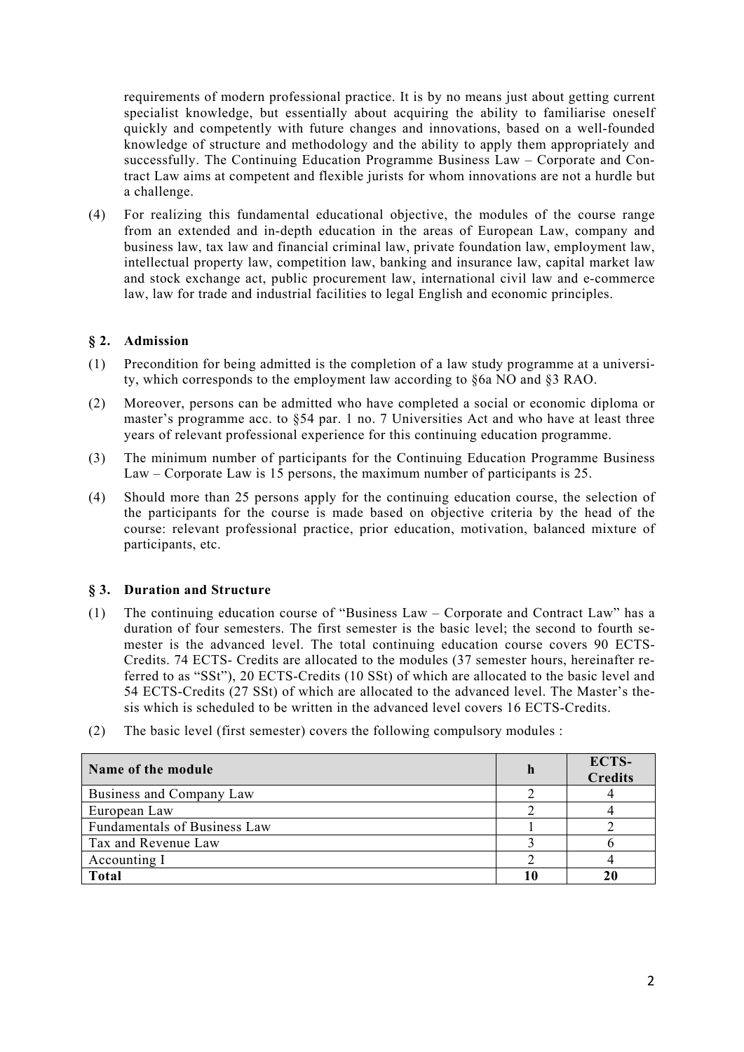requirements of modern professional practice. It is by no means just about getting current specialist knowledge, but essentially about acquiring the ability to familiarise oneself quickly and competently with future changes and innovations, based on a well-founded knowledge of structure and methodology and the ability to apply them appropriately and successfully. The Continuing Education Programme Business Law – Corporate and Contract Law aims at competent and flexible jurists for whom innovations are not a hurdle but a challenge.

(4) For realizing this fundamental educational objective, the modules of the course range from an extended and in-depth education in the areas of European Law, company and business law, tax law and financial criminal law, private foundation law, employment law, intellectual property law, competition law, banking and insurance law, capital market law and stock exchange act, public procurement law, international civil law and e-commerce law, law for trade and industrial facilities to legal English and economic principles.

### § 2. Admission

(1) Precondition for being admitted is the completion of a law study programme at a university, which corresponds to the employment law according to §6a NO and §3 RAO.

(2) Moreover, persons can be admitted who have completed a social or economic diploma or master's programme acc. to §54 par. 1 no. 7 Universities Act and who have at least three years of relevant professional experience for this continuing education programme.

(3) The minimum number of participants for the Continuing Education Programme Business Law – Corporate Law is 15 persons, the maximum number of participants is 25.

(4) Should more than 25 persons apply for the continuing education course, the selection of the participants for the course is made based on objective criteria by the head of the course: relevant professional practice, prior education, motivation, balanced mixture of participants, etc.

### § 3. Duration and Structure

(1) The continuing education course of "Business Law – Corporate and Contract Law" has a duration of four semesters. The first semester is the basic level; the second to fourth semester is the advanced level. The total continuing education course covers 90 ECTS-Credits. 74 ECTS- Credits are allocated to the modules (37 semester hours, hereinafter referred to as "SSt"), 20 ECTS-Credits (10 SSt) of which are allocated to the basic level and 54 ECTS-Credits (27 SSt) of which are allocated to the advanced level. The Master's thesis which is scheduled to be written in the advanced level covers 16 ECTS-Credits.

(2) The basic level (first semester) covers the following compulsory modules :

| Name of the module | h | ECTS-Credits |
|---|---|---|
| Business and Company Law | 2 | 4 |
| European Law | 2 | 4 |
| Fundamentals of Business Law | 1 | 2 |
| Tax and Revenue Law | 3 | 6 |
| Accounting I | 2 | 4 |
| **Total** | **10** | **20** |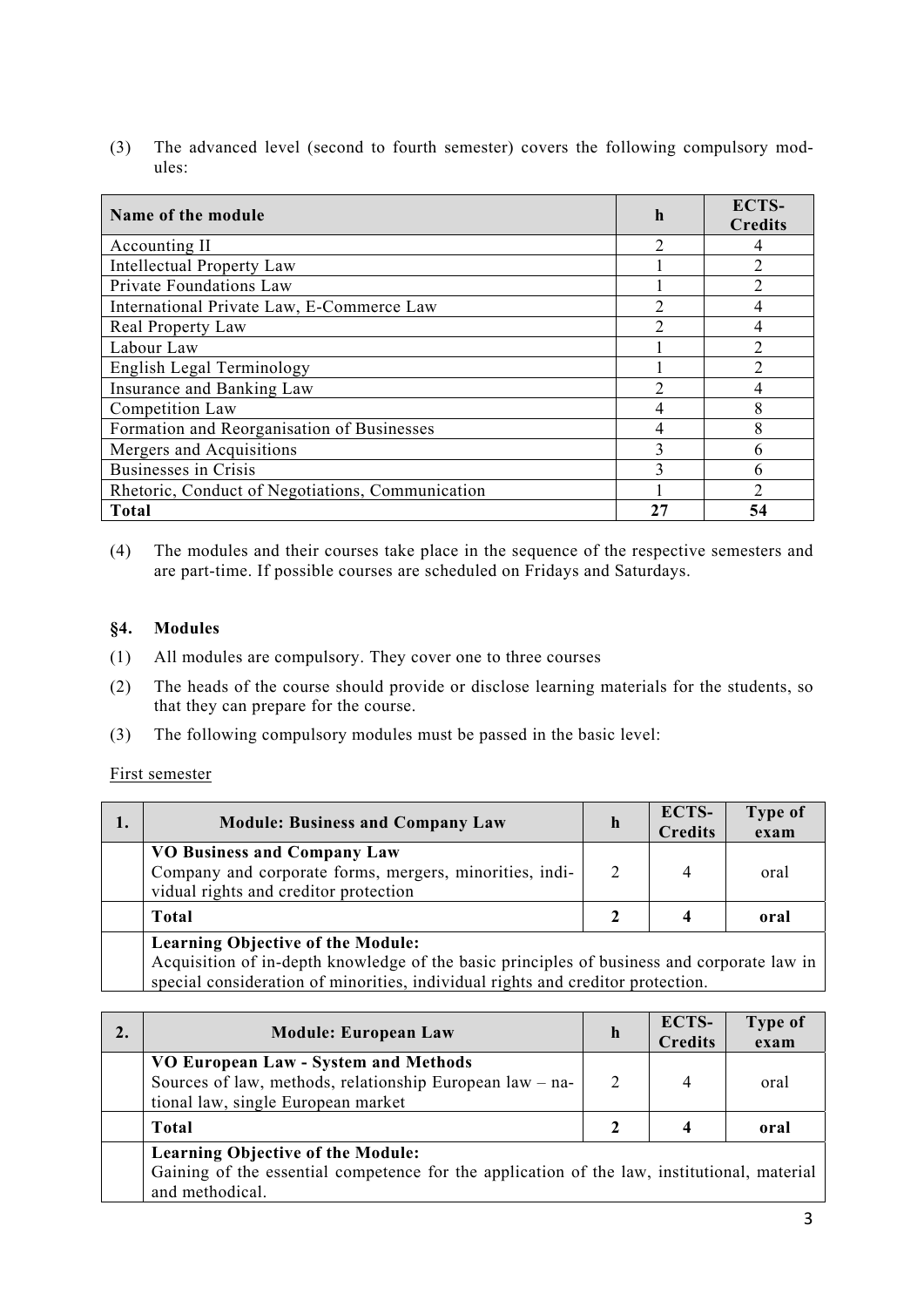(3) The advanced level (second to fourth semester) covers the following compulsory modules:

| Name of the module | h | ECTS-Credits |
|---|---|---|
| Accounting II | 2 | 4 |
| Intellectual Property Law | 1 | 2 |
| Private Foundations Law | 1 | 2 |
| International Private Law, E-Commerce Law | 2 | 4 |
| Real Property Law | 2 | 4 |
| Labour Law | 1 | 2 |
| English Legal Terminology | 1 | 2 |
| Insurance and Banking Law | 2 | 4 |
| Competition Law | 4 | 8 |
| Formation and Reorganisation of Businesses | 4 | 8 |
| Mergers and Acquisitions | 3 | 6 |
| Businesses in Crisis | 3 | 6 |
| Rhetoric, Conduct of Negotiations, Communication | 1 | 2 |
| **Total** | **27** | **54** |

(4) The modules and their courses take place in the sequence of the respective semesters and are part-time. If possible courses are scheduled on Fridays and Saturdays.

### §4. Modules

(1) All modules are compulsory. They cover one to three courses

(2) The heads of the course should provide or disclose learning materials for the students, so that they can prepare for the course.

(3) The following compulsory modules must be passed in the basic level:

<u>First semester</u>

| 1. | Module: Business and Company Law | h | ECTS-Credits | Type of exam |
|---|---|---|---|---|
| | **VO Business and Company Law**<br>Company and corporate forms, mergers, minorities, individual rights and creditor protection | 2 | 4 | oral |
| | **Total** | **2** | **4** | **oral** |
| | **Learning Objective of the Module:**<br>Acquisition of in-depth knowledge of the basic principles of business and corporate law in special consideration of minorities, individual rights and creditor protection. | | | |

| 2. | Module: European Law | h | ECTS-Credits | Type of exam |
|---|---|---|---|---|
| | **VO European Law - System and Methods**<br>Sources of law, methods, relationship European law – national law, single European market | 2 | 4 | oral |
| | **Total** | **2** | **4** | **oral** |
| | **Learning Objective of the Module:**<br>Gaining of the essential competence for the application of the law, institutional, material and methodical. | | | |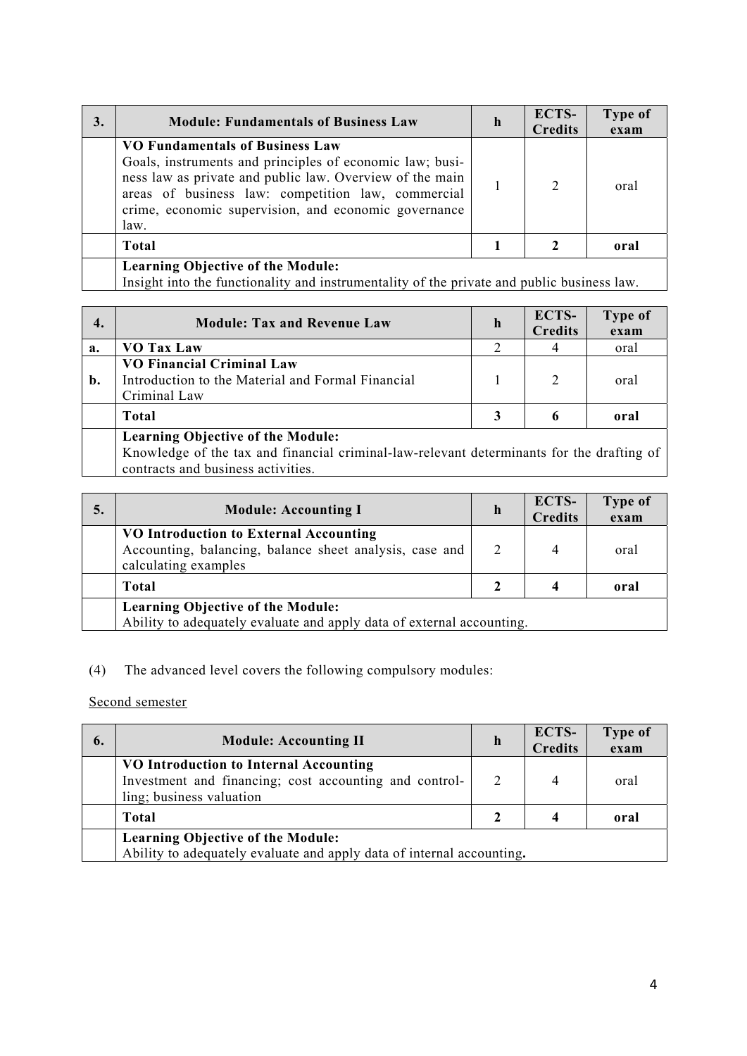| 3. | Module: Fundamentals of Business Law | h | ECTS-Credits | Type of exam |
|---|---|---|---|---|
| | **VO Fundamentals of Business Law**<br>Goals, instruments and principles of economic law; business law as private and public law. Overview of the main areas of business law: competition law, commercial crime, economic supervision, and economic governance law. | 1 | 2 | oral |
| | **Total** | **1** | **2** | **oral** |
| | **Learning Objective of the Module:**<br>Insight into the functionality and instrumentality of the private and public business law. | | | |

| 4. | Module: Tax and Revenue Law | h | ECTS-Credits | Type of exam |
|---|---|---|---|---|
| a. | **VO Tax Law** | 2 | 4 | oral |
| b. | **VO Financial Criminal Law**<br>Introduction to the Material and Formal Financial Criminal Law | 1 | 2 | oral |
| | **Total** | **3** | **6** | **oral** |
| | **Learning Objective of the Module:**<br>Knowledge of the tax and financial criminal-law-relevant determinants for the drafting of contracts and business activities. | | | |

| 5. | Module: Accounting I | h | ECTS-Credits | Type of exam |
|---|---|---|---|---|
| | **VO Introduction to External Accounting**<br>Accounting, balancing, balance sheet analysis, case and calculating examples | 2 | 4 | oral |
| | **Total** | **2** | **4** | **oral** |
| | **Learning Objective of the Module:**<br>Ability to adequately evaluate and apply data of external accounting. | | | |

(4) The advanced level covers the following compulsory modules:

<u>Second semester</u>

| 6. | Module: Accounting II | h | ECTS-Credits | Type of exam |
|---|---|---|---|---|
| | **VO Introduction to Internal Accounting**<br>Investment and financing; cost accounting and controlling; business valuation | 2 | 4 | oral |
| | **Total** | **2** | **4** | **oral** |
| | **Learning Objective of the Module:**<br>Ability to adequately evaluate and apply data of internal accounting**.** | | | |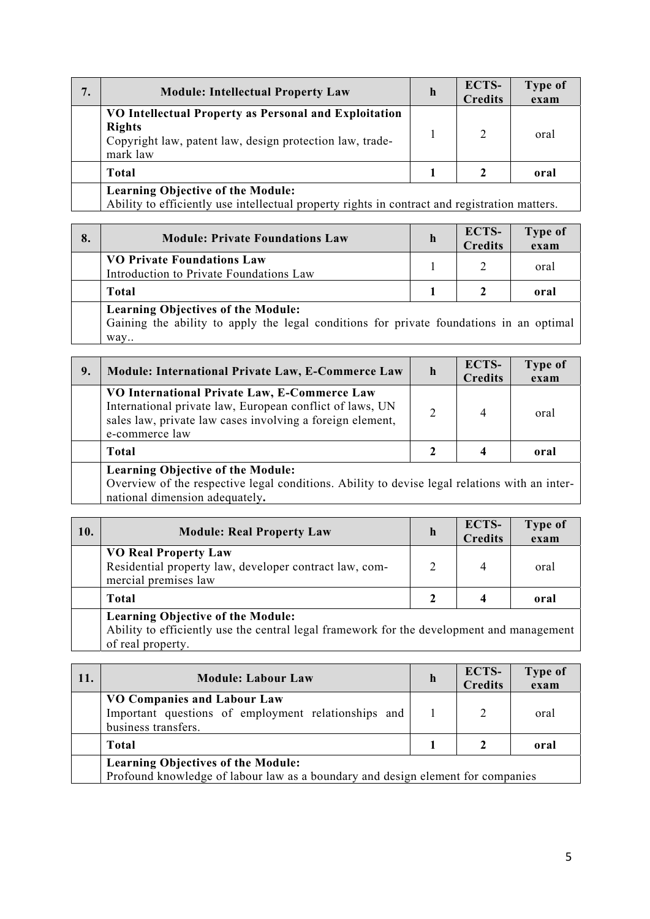| 7. | Module: Intellectual Property Law | h | ECTS-Credits | Type of exam |
|---|---|---|---|---|
| | **VO Intellectual Property as Personal and Exploitation Rights**<br>Copyright law, patent law, design protection law, trade-mark law | 1 | 2 | oral |
| | **Total** | **1** | **2** | **oral** |
| | **Learning Objective of the Module:**<br>Ability to efficiently use intellectual property rights in contract and registration matters. | | | |

| 8. | Module: Private Foundations Law | h | ECTS-Credits | Type of exam |
|---|---|---|---|---|
| | **VO Private Foundations Law**<br>Introduction to Private Foundations Law | 1 | 2 | oral |
| | **Total** | **1** | **2** | **oral** |
| | **Learning Objectives of the Module:**<br>Gaining the ability to apply the legal conditions for private foundations in an optimal way.. | | | |

| 9. | Module: International Private Law, E-Commerce Law | h | ECTS-Credits | Type of exam |
|---|---|---|---|---|
| | **VO International Private Law, E-Commerce Law**<br>International private law, European conflict of laws, UN sales law, private law cases involving a foreign element, e-commerce law | 2 | 4 | oral |
| | **Total** | **2** | **4** | **oral** |
| | **Learning Objective of the Module:**<br>Overview of the respective legal conditions. Ability to devise legal relations with an international dimension adequately**.** | | | |

| 10. | Module: Real Property Law | h | ECTS-Credits | Type of exam |
|---|---|---|---|---|
| | **VO Real Property Law**<br>Residential property law, developer contract law, commercial premises law | 2 | 4 | oral |
| | **Total** | **2** | **4** | **oral** |
| | **Learning Objective of the Module:**<br>Ability to efficiently use the central legal framework for the development and management of real property. | | | |

| 11. | Module: Labour Law | h | ECTS-Credits | Type of exam |
|---|---|---|---|---|
| | **VO Companies and Labour Law**<br>Important questions of employment relationships and business transfers. | 1 | 2 | oral |
| | **Total** | **1** | **2** | **oral** |
| | **Learning Objectives of the Module:**<br>Profound knowledge of labour law as a boundary and design element for companies | | | |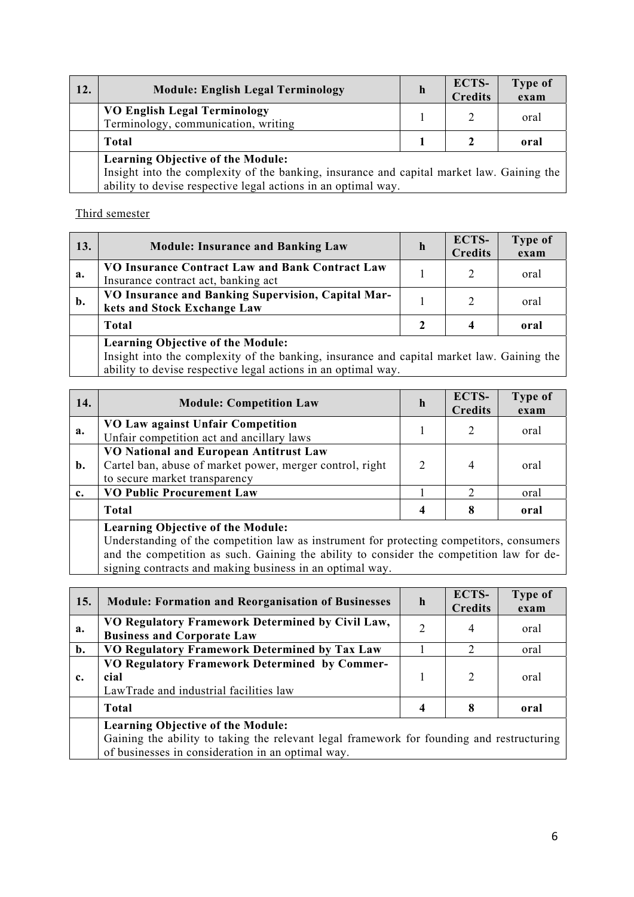| 12. | **Module: English Legal Terminology** | **h** | **ECTS-Credits** | **Type of exam** |
|---|---|---|---|---|
| | **VO English Legal Terminology**<br>Terminology, communication, writing | 1 | 2 | oral |
| | **Total** | **1** | **2** | **oral** |
| | **Learning Objective of the Module:**<br>Insight into the complexity of the banking, insurance and capital market law. Gaining the ability to devise respective legal actions in an optimal way. | | | |

Third semester

| 13. | **Module: Insurance and Banking Law** | **h** | **ECTS-Credits** | **Type of exam** |
|---|---|---|---|---|
| **a.** | **VO Insurance Contract Law and Bank Contract Law**<br>Insurance contract act, banking act | 1 | 2 | oral |
| **b.** | **VO Insurance and Banking Supervision, Capital Markets and Stock Exchange Law** | 1 | 2 | oral |
| | **Total** | **2** | **4** | **oral** |
| | **Learning Objective of the Module:**<br>Insight into the complexity of the banking, insurance and capital market law. Gaining the ability to devise respective legal actions in an optimal way. | | | |

| 14. | **Module: Competition Law** | **h** | **ECTS-Credits** | **Type of exam** |
|---|---|---|---|---|
| **a.** | **VO Law against Unfair Competition**<br>Unfair competition act and ancillary laws | 1 | 2 | oral |
| **b.** | **VO National and European Antitrust Law**<br>Cartel ban, abuse of market power, merger control, right to secure market transparency | 2 | 4 | oral |
| **c.** | **VO Public Procurement Law** | 1 | 2 | oral |
| | **Total** | **4** | **8** | **oral** |
| | **Learning Objective of the Module:**<br>Understanding of the competition law as instrument for protecting competitors, consumers and the competition as such. Gaining the ability to consider the competition law for designing contracts and making business in an optimal way. | | | |

| 15. | **Module: Formation and Reorganisation of Businesses** | **h** | **ECTS-Credits** | **Type of exam** |
|---|---|---|---|---|
| **a.** | **VO Regulatory Framework Determined by Civil Law, Business and Corporate Law** | 2 | 4 | oral |
| **b.** | **VO Regulatory Framework Determined by Tax Law** | 1 | 2 | oral |
| **c.** | **VO Regulatory Framework Determined by Commercial**<br>LawTrade and industrial facilities law | 1 | 2 | oral |
| | **Total** | **4** | **8** | **oral** |
| | **Learning Objective of the Module:**<br>Gaining the ability to taking the relevant legal framework for founding and restructuring of businesses in consideration in an optimal way. | | | |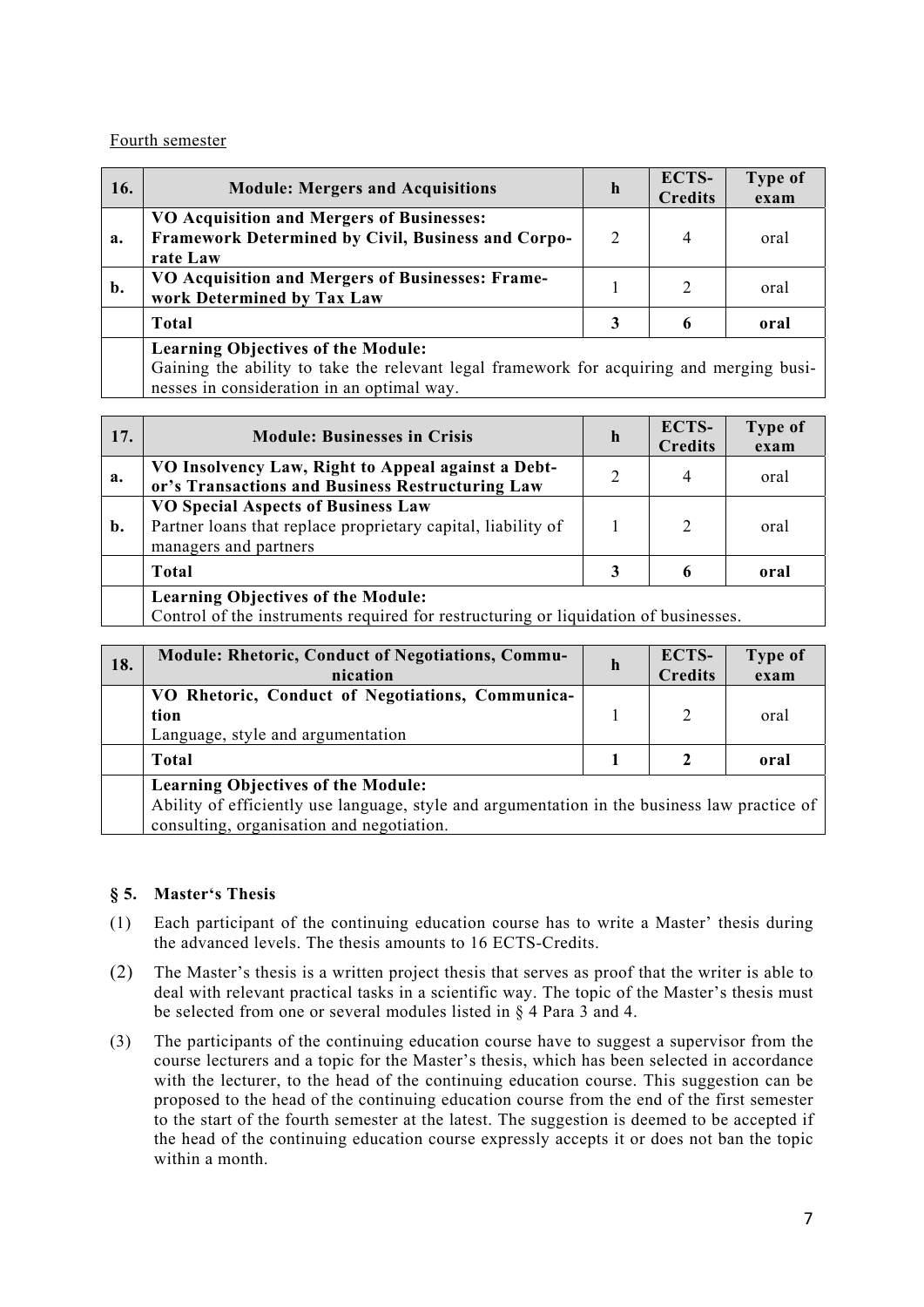Fourth semester

| 16. | Module: Mergers and Acquisitions | h | ECTS-Credits | Type of exam |
|---|---|---|---|---|
| a. | **VO Acquisition and Mergers of Businesses: Framework Determined by Civil, Business and Corporate Law** | 2 | 4 | oral |
| b. | **VO Acquisition and Mergers of Businesses: Framework Determined by Tax Law** | 1 | 2 | oral |
| | **Total** | **3** | **6** | **oral** |
| | **Learning Objectives of the Module:** Gaining the ability to take the relevant legal framework for acquiring and merging businesses in consideration in an optimal way. | | | |

| 17. | Module: Businesses in Crisis | h | ECTS-Credits | Type of exam |
|---|---|---|---|---|
| a. | **VO Insolvency Law, Right to Appeal against a Debtor's Transactions and Business Restructuring Law** | 2 | 4 | oral |
| b. | **VO Special Aspects of Business Law** Partner loans that replace proprietary capital, liability of managers and partners | 1 | 2 | oral |
| | **Total** | **3** | **6** | **oral** |
| | **Learning Objectives of the Module:** Control of the instruments required for restructuring or liquidation of businesses. | | | |

| 18. | Module: Rhetoric, Conduct of Negotiations, Communication | h | ECTS-Credits | Type of exam |
|---|---|---|---|---|
| | **VO Rhetoric, Conduct of Negotiations, Communication** Language, style and argumentation | 1 | 2 | oral |
| | **Total** | **1** | **2** | **oral** |
| | **Learning Objectives of the Module:** Ability of efficiently use language, style and argumentation in the business law practice of consulting, organisation and negotiation. | | | |

### § 5. Master's Thesis

(1) Each participant of the continuing education course has to write a Master' thesis during the advanced levels. The thesis amounts to 16 ECTS-Credits.

(2) The Master's thesis is a written project thesis that serves as proof that the writer is able to deal with relevant practical tasks in a scientific way. The topic of the Master's thesis must be selected from one or several modules listed in § 4 Para 3 and 4.

(3) The participants of the continuing education course have to suggest a supervisor from the course lecturers and a topic for the Master's thesis, which has been selected in accordance with the lecturer, to the head of the continuing education course. This suggestion can be proposed to the head of the continuing education course from the end of the first semester to the start of the fourth semester at the latest. The suggestion is deemed to be accepted if the head of the continuing education course expressly accepts it or does not ban the topic within a month.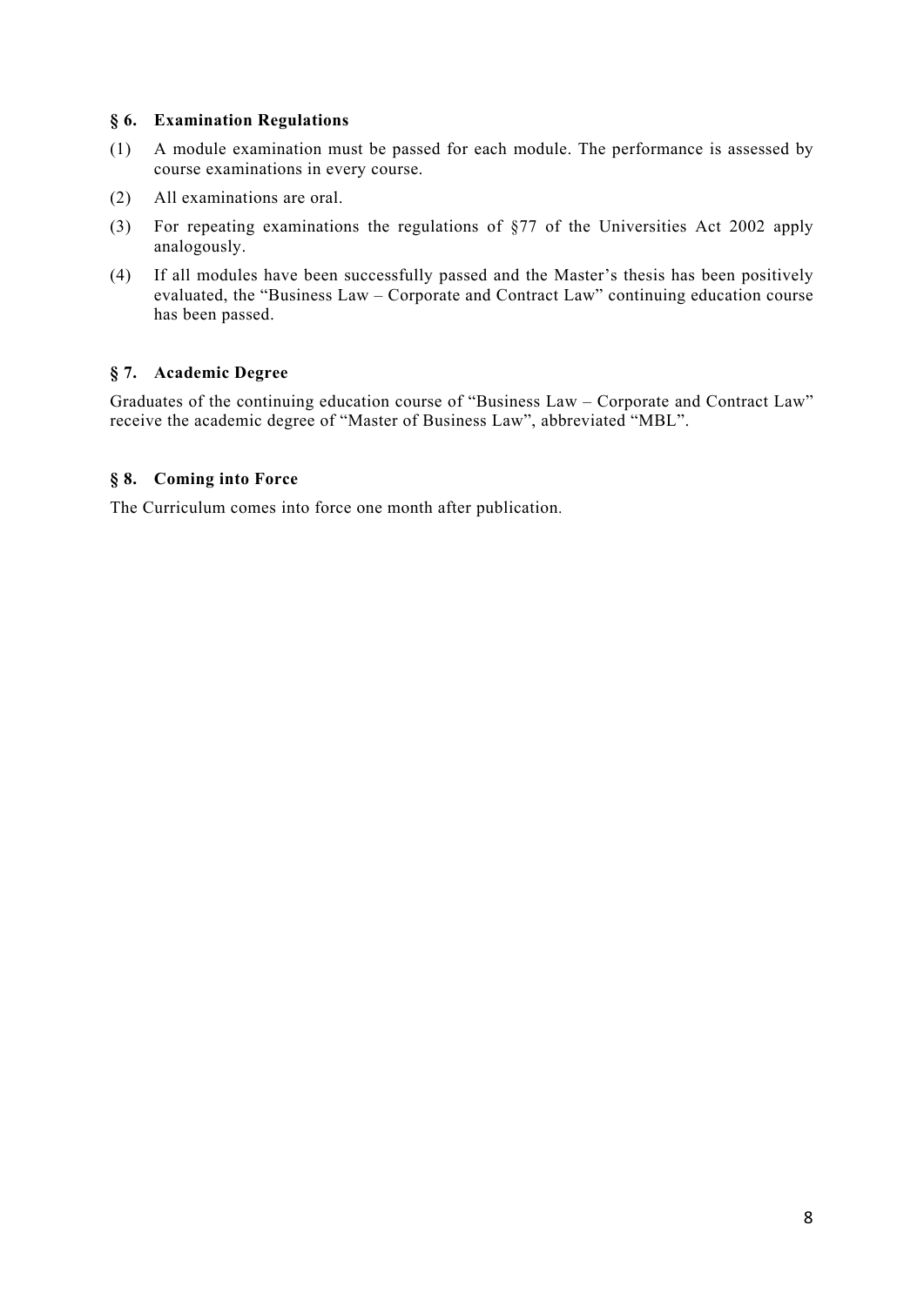### § 6. Examination Regulations

(1) A module examination must be passed for each module. The performance is assessed by course examinations in every course.

(2) All examinations are oral.

(3) For repeating examinations the regulations of §77 of the Universities Act 2002 apply analogously.

(4) If all modules have been successfully passed and the Master's thesis has been positively evaluated, the "Business Law – Corporate and Contract Law" continuing education course has been passed.

### § 7. Academic Degree

Graduates of the continuing education course of "Business Law – Corporate and Contract Law" receive the academic degree of "Master of Business Law", abbreviated "MBL".

### § 8. Coming into Force

The Curriculum comes into force one month after publication.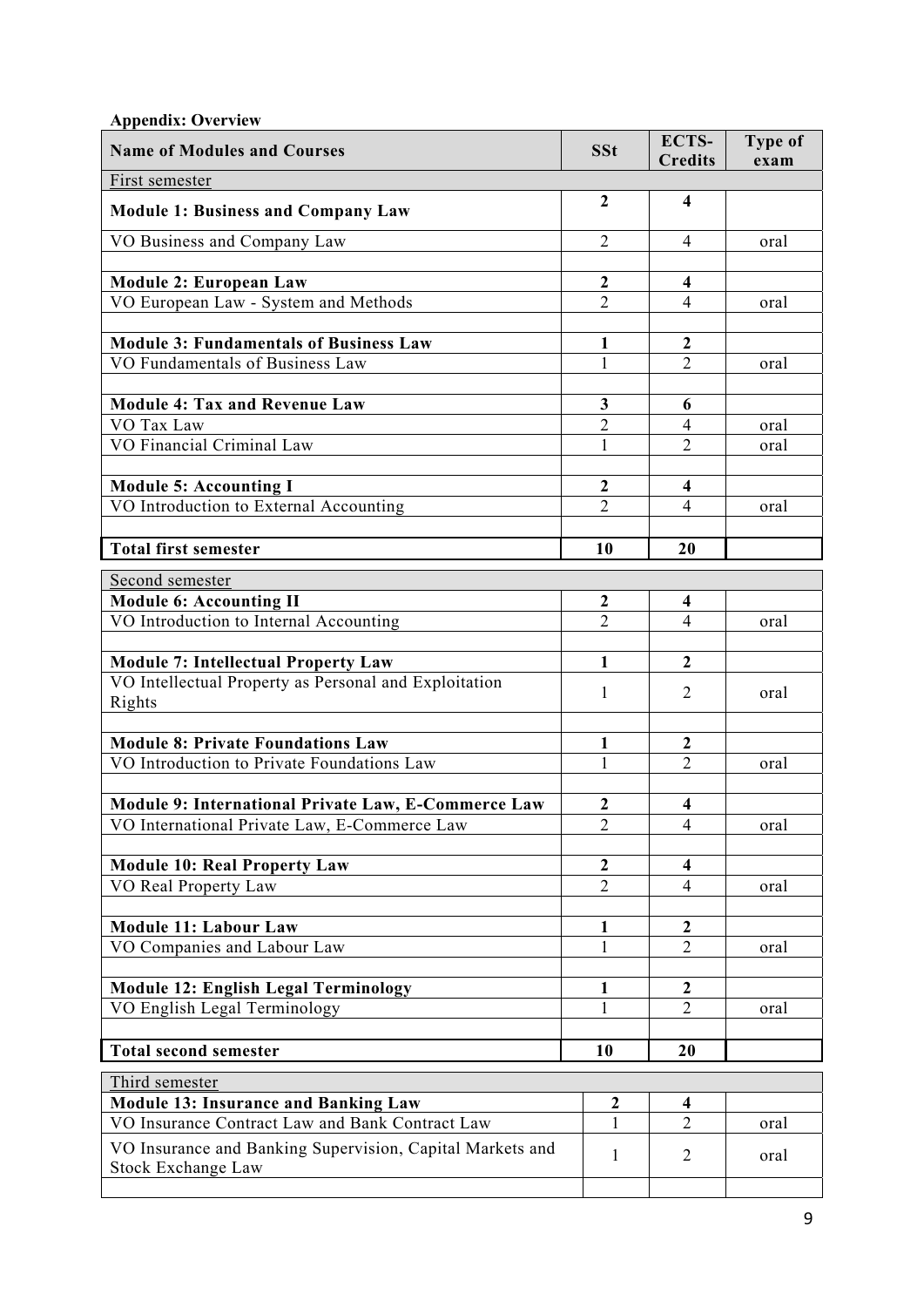**Appendix: Overview**

| Name of Modules and Courses | SSt | ECTS-Credits | Type of exam |
|---|---|---|---|
| First semester | | | |
| **Module 1: Business and Company Law** | **2** | **4** | |
| VO Business and Company Law | 2 | 4 | oral |
| | | | |
| **Module 2: European Law** | **2** | **4** | |
| VO European Law - System and Methods | 2 | 4 | oral |
| | | | |
| **Module 3: Fundamentals of Business Law** | **1** | **2** | |
| VO Fundamentals of Business Law | 1 | 2 | oral |
| | | | |
| **Module 4: Tax and Revenue Law** | **3** | **6** | |
| VO Tax Law | 2 | 4 | oral |
| VO Financial Criminal Law | 1 | 2 | oral |
| | | | |
| **Module 5: Accounting I** | **2** | **4** | |
| VO Introduction to External Accounting | 2 | 4 | oral |
| | | | |
| **Total first semester** | **10** | **20** | |
| Second semester | | | |
| **Module 6: Accounting II** | **2** | **4** | |
| VO Introduction to Internal Accounting | 2 | 4 | oral |
| | | | |
| **Module 7: Intellectual Property Law** | **1** | **2** | |
| VO Intellectual Property as Personal and Exploitation Rights | 1 | 2 | oral |
| | | | |
| **Module 8: Private Foundations Law** | **1** | **2** | |
| VO Introduction to Private Foundations Law | 1 | 2 | oral |
| | | | |
| **Module 9: International Private Law, E-Commerce Law** | **2** | **4** | |
| VO International Private Law, E-Commerce Law | 2 | 4 | oral |
| | | | |
| **Module 10: Real Property Law** | **2** | **4** | |
| VO Real Property Law | 2 | 4 | oral |
| | | | |
| **Module 11: Labour Law** | **1** | **2** | |
| VO Companies and Labour Law | 1 | 2 | oral |
| | | | |
| **Module 12: English Legal Terminology** | **1** | **2** | |
| VO English Legal Terminology | 1 | 2 | oral |
| | | | |
| **Total second semester** | **10** | **20** | |
| Third semester | | | |
| **Module 13: Insurance and Banking Law** | **2** | **4** | |
| VO Insurance Contract Law and Bank Contract Law | 1 | 2 | oral |
| VO Insurance and Banking Supervision, Capital Markets and Stock Exchange Law | 1 | 2 | oral |
| | | | |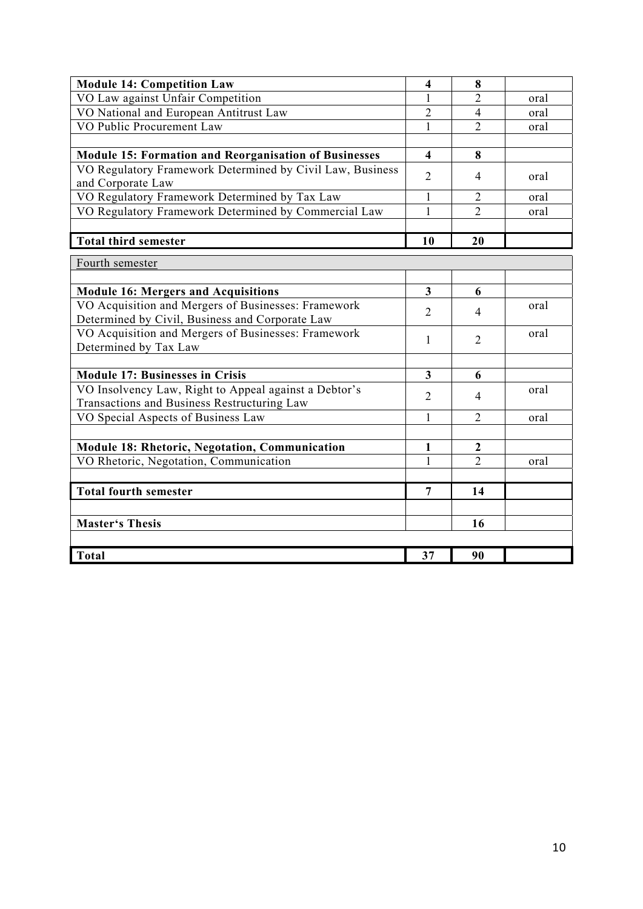| | | | |
|---|---|---|---|
| **Module 14: Competition Law** | **4** | **8** | |
| VO Law against Unfair Competition | 1 | 2 | oral |
| VO National and European Antitrust Law | 2 | 4 | oral |
| VO Public Procurement Law | 1 | 2 | oral |
| | | | |
| **Module 15: Formation and Reorganisation of Businesses** | **4** | **8** | |
| VO Regulatory Framework Determined by Civil Law, Business and Corporate Law | 2 | 4 | oral |
| VO Regulatory Framework Determined by Tax Law | 1 | 2 | oral |
| VO Regulatory Framework Determined by Commercial Law | 1 | 2 | oral |
| | | | |
| **Total third semester** | **10** | **20** | |
| Fourth semester | | | |
| | | | |
| **Module 16: Mergers and Acquisitions** | **3** | **6** | |
| VO Acquisition and Mergers of Businesses: Framework Determined by Civil, Business and Corporate Law | 2 | 4 | oral |
| VO Acquisition and Mergers of Businesses: Framework Determined by Tax Law | 1 | 2 | oral |
| | | | |
| **Module 17: Businesses in Crisis** | **3** | **6** | |
| VO Insolvency Law, Right to Appeal against a Debtor's Transactions and Business Restructuring Law | 2 | 4 | oral |
| VO Special Aspects of Business Law | 1 | 2 | oral |
| | | | |
| **Module 18: Rhetoric, Negotation, Communication** | **1** | **2** | |
| VO Rhetoric, Negotation, Communication | 1 | 2 | oral |
| | | | |
| **Total fourth semester** | **7** | **14** | |
| | | | |
| **Master's Thesis** | | **16** | |
| | | | |
| **Total** | **37** | **90** | |